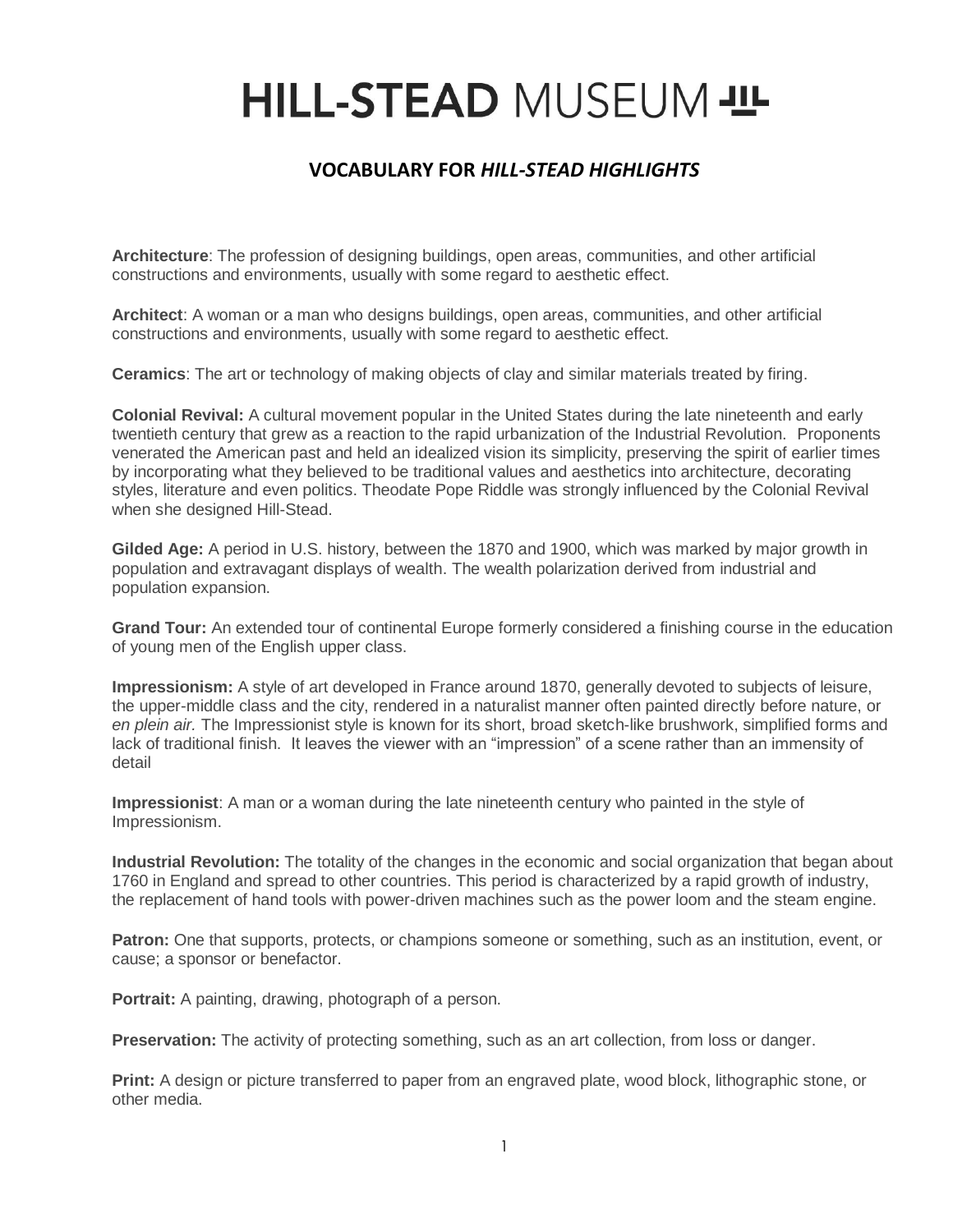# HILL-STEAD MUSEUM

## VOCABULARY FOR *HILL-STEAD HIGHLIGHTS*

**Architecture**: The profession of designing buildings, open areas, communities, and other artificial constructions and environments, usually with some regard to aesthetic effect.

**Architect**: A woman or a man who designs buildings, open areas, communities, and other artificial constructions and environments, usually with some regard to aesthetic effect.

**Ceramics**: The art or technology of making objects of clay and similar materials treated by firing.

**Colonial Revival:** A cultural movement popular in the United States during the late nineteenth and early twentieth century that grew as a reaction to the rapid urbanization of the Industrial Revolution. Proponents venerated the American past and held an idealized vision its simplicity, preserving the spirit of earlier times by incorporating what they believed to be traditional values and aesthetics into architecture, decorating styles, literature and even politics. Theodate Pope Riddle was strongly influenced by the Colonial Revival when she designed Hill-Stead.

**Gilded Age:** A period in U.S. history, between the 1870 and 1900, which was marked by major growth in population and extravagant displays of wealth. The wealth polarization derived from industrial and population expansion.

**Grand Tour:** An extended tour of continental Europe formerly considered a finishing course in the education of young men of the English upper class.

**Impressionism:** A style of art developed in France around 1870, generally devoted to subjects of leisure, the upper-middle class and the city, rendered in a naturalist manner often painted directly before nature, or *en plein air.* The Impressionist style is known for its short, broad sketch-like brushwork, simplified forms and lack of traditional finish. It leaves the viewer with an "impression" of a scene rather than an immensity of detail

**Impressionist**: A man or a woman during the late nineteenth century who painted in the style of Impressionism.

**Industrial Revolution:** The totality of the changes in the economic and social organization that began about 1760 in England and spread to other countries. This period is characterized by a rapid growth of industry, the replacement of hand tools with power-driven machines such as the power loom and the steam engine.

**Patron:** One that supports, protects, or champions someone or something, such as an institution, event, or cause; a sponsor or benefactor.

**Portrait:** A painting, drawing, photograph of a person.

**Preservation:** The activity of protecting something, such as an art collection, from loss or danger.

**Print:** A design or picture transferred to paper from an engraved plate, wood block, lithographic stone, or other media.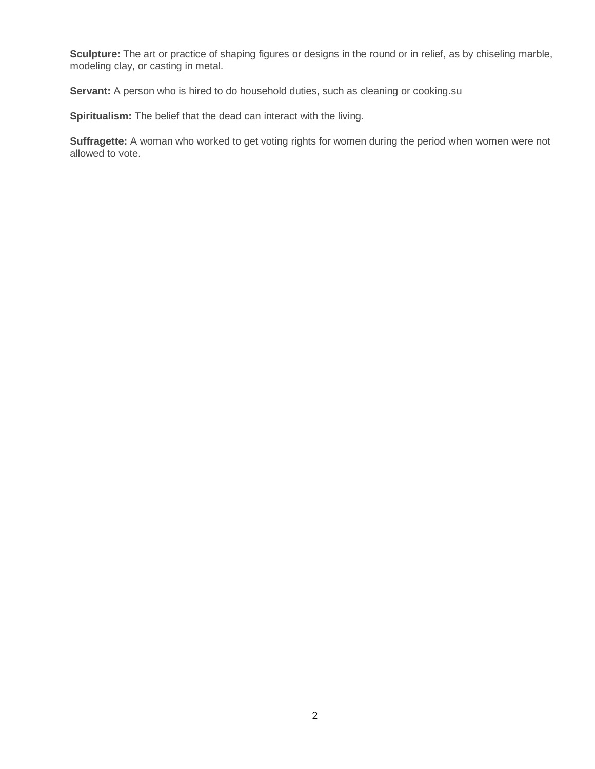**Sculpture:** The art or practice of shaping figures or designs in the round or in relief, as by chiseling marble, modeling clay, or casting in metal.

**Servant:** A person who is hired to do household duties, such as cleaning or cooking.su

**Spiritualism:** The belief that the dead can interact with the living.

**Suffragette:** A woman who worked to get voting rights for women during the period when women were not allowed to vote.